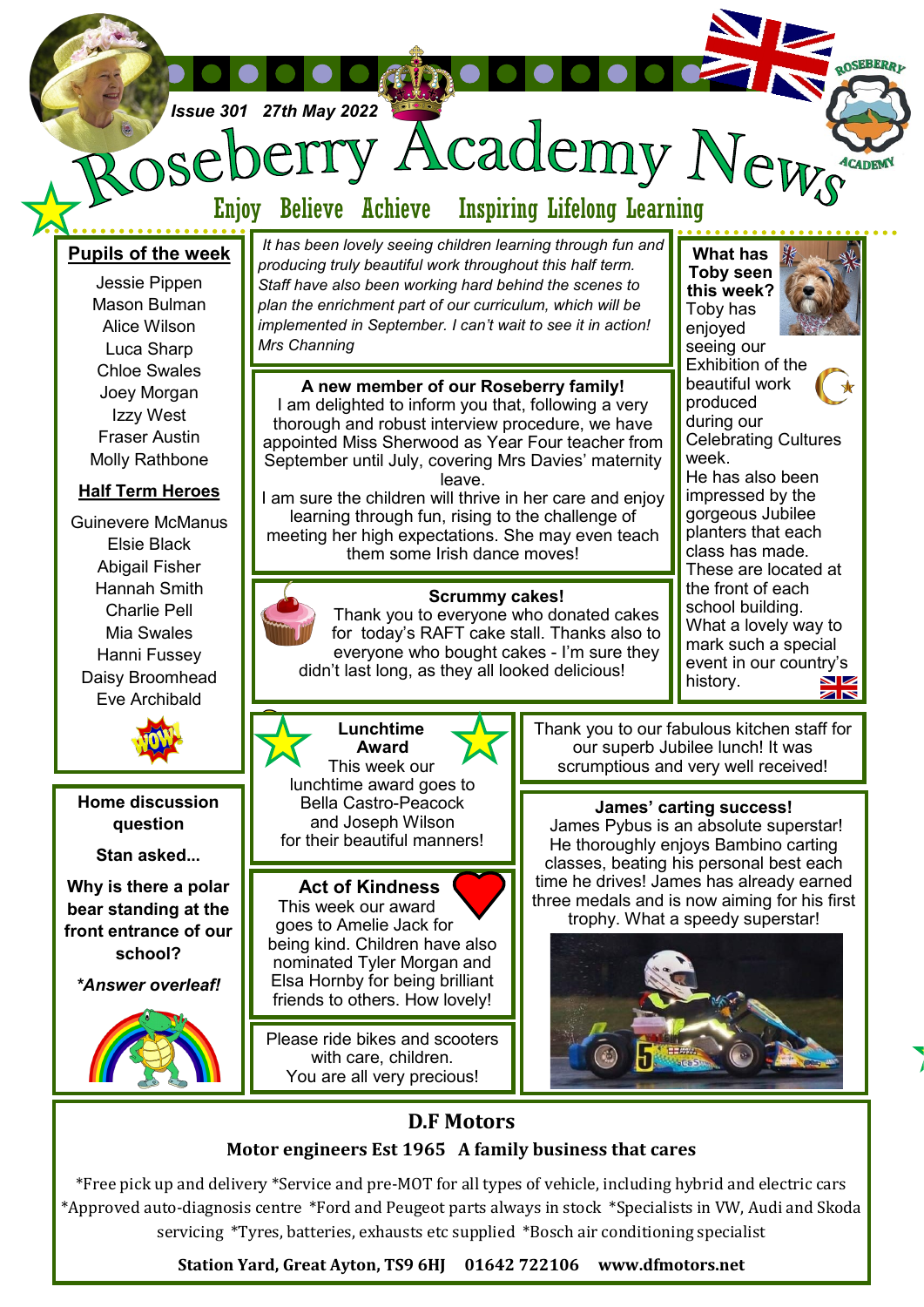*Issue 301 27th May 2022*

# Roseberry Academy News

Enjoy Believe Achieve Inspiring Lifelong Learning

## Pupils of the week

Jessie Pippen
Mason Bulman
Alice Wilson
Luca Sharp
Chloe Swales
Joey Morgan
Izzy West
Fraser Austin
Molly Rathbone

## Half Term Heroes

Guinevere McManus
Elsie Black
Abigail Fisher
Hannah Smith
Charlie Pell
Mia Swales
Hanni Fussey
Daisy Broomhead
Eve Archibald

*It has been lovely seeing children learning through fun and producing truly beautiful work throughout this half term. Staff have also been working hard behind the scenes to plan the enrichment part of our curriculum, which will be implemented in September. I can't wait to see it in action! Mrs Channing*

**A new member of our Roseberry family!**

I am delighted to inform you that, following a very thorough and robust interview procedure, we have appointed Miss Sherwood as Year Four teacher from September until July, covering Mrs Davies' maternity leave.

I am sure the children will thrive in her care and enjoy learning through fun, rising to the challenge of meeting her high expectations. She may even teach them some Irish dance moves!

**Scrummy cakes!**

Thank you to everyone who donated cakes for today's RAFT cake stall. Thanks also to everyone who bought cakes - I'm sure they didn't last long, as they all looked delicious!

**What has Toby seen this week?**

Toby has enjoyed seeing our Exhibition of the beautiful work produced during our Celebrating Cultures week.

He has also been impressed by the gorgeous Jubilee planters that each class has made. These are located at the front of each school building. What a lovely way to mark such a special event in our country's history.

**Lunchtime Award**

This week our lunchtime award goes to Bella Castro-Peacock and Joseph Wilson for their beautiful manners!

Thank you to our fabulous kitchen staff for our superb Jubilee lunch! It was scrumptious and very well received!

**Home discussion question**

**Stan asked...**

**Why is there a polar bear standing at the front entrance of our school?**

***Answer overleaf!***

**Act of Kindness**

This week our award goes to Amelie Jack for being kind. Children have also nominated Tyler Morgan and Elsa Hornby for being brilliant friends to others. How lovely!

Please ride bikes and scooters with care, children.
You are all very precious!

**James' carting success!**

James Pybus is an absolute superstar! He thoroughly enjoys Bambino carting classes, beating his personal best each time he drives! James has already earned three medals and is now aiming for his first trophy. What a speedy superstar!

**D.F Motors**

**Motor engineers Est 1965 A family business that cares**

*Free pick up and delivery *Service and pre-MOT for all types of vehicle, including hybrid and electric cars *Approved auto-diagnosis centre *Ford and Peugeot parts always in stock *Specialists in VW, Audi and Skoda servicing *Tyres, batteries, exhausts etc supplied *Bosch air conditioning specialist

**Station Yard, Great Ayton, TS9 6HJ 01642 722106 www.dfmotors.net**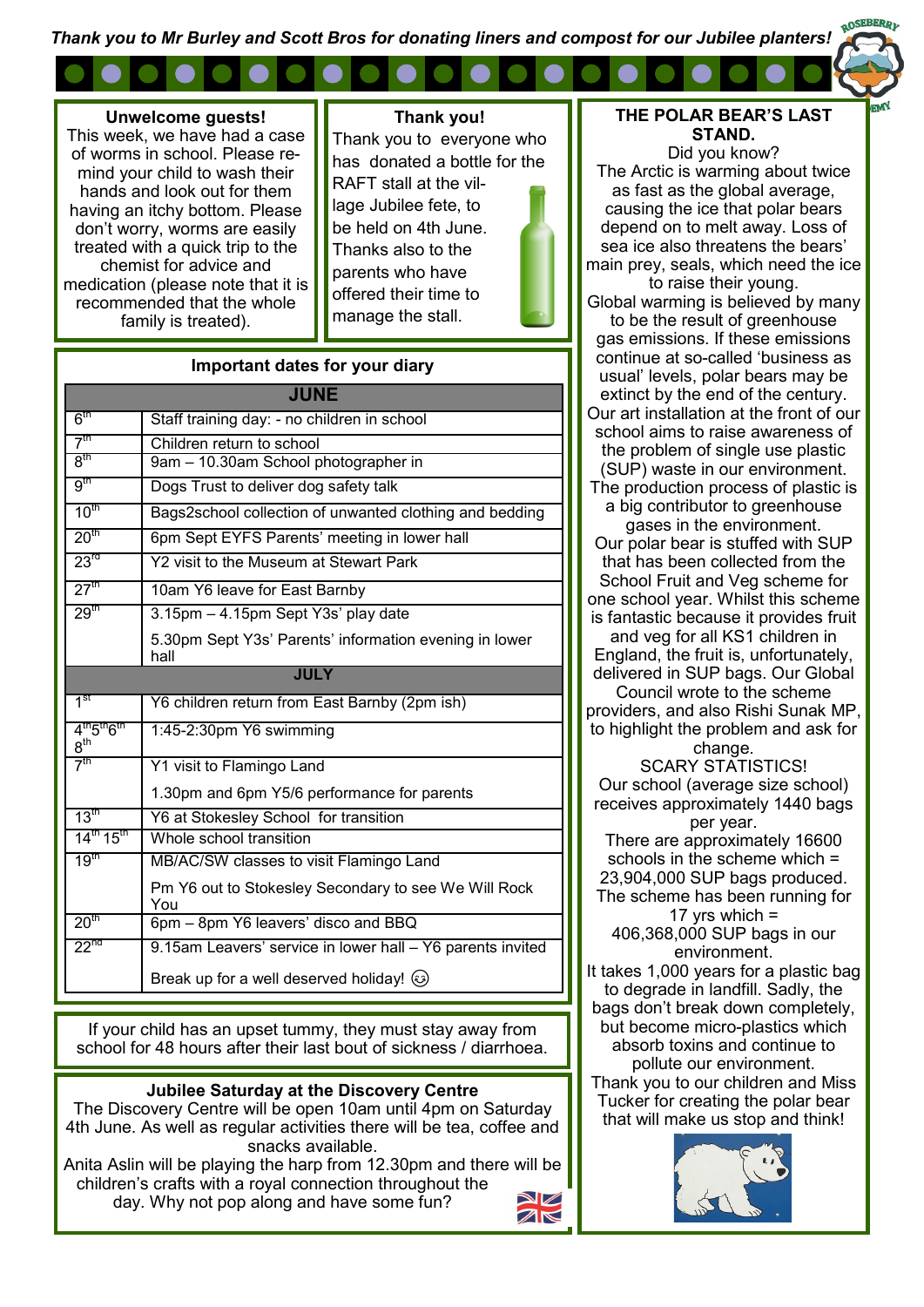*Thank you to Mr Burley and Scott Bros for donating liners and compost for our Jubilee planters!*

**Unwelcome guests!**

This week, we have had a case of worms in school. Please remind your child to wash their hands and look out for them having an itchy bottom. Please don't worry, worms are easily treated with a quick trip to the chemist for advice and medication (please note that it is recommended that the whole family is treated).

**Thank you!**

Thank you to everyone who has donated a bottle for the RAFT stall at the village Jubilee fete, to be held on 4th June. Thanks also to the parents who have offered their time to manage the stall.

**Important dates for your diary**

| | |
|---|---|
| **JUNE** | |
| 6th | Staff training day: - no children in school |
| 7th | Children return to school |
| 8th | 9am – 10.30am School photographer in |
| 9th | Dogs Trust to deliver dog safety talk |
| 10th | Bags2school collection of unwanted clothing and bedding |
| 20th | 6pm Sept EYFS Parents' meeting in lower hall |
| 23rd | Y2 visit to the Museum at Stewart Park |
| 27th | 10am Y6 leave for East Barnby |
| 29th | 3.15pm – 4.15pm Sept Y3s' play date<br>5.30pm Sept Y3s' Parents' information evening in lower hall |
| **JULY** | |
| 1st | Y6 children return from East Barnby (2pm ish) |
| 4th 5th 6th 8th | 1:45-2:30pm Y6 swimming |
| 7th | Y1 visit to Flamingo Land<br>1.30pm and 6pm Y5/6 performance for parents |
| 13th | Y6 at Stokesley School for transition |
| 14th 15th | Whole school transition |
| 19th | MB/AC/SW classes to visit Flamingo Land<br>Pm Y6 out to Stokesley Secondary to see We Will Rock You |
| 20th | 6pm – 8pm Y6 leavers' disco and BBQ |
| 22nd | 9.15am Leavers' service in lower hall – Y6 parents invited<br>Break up for a well deserved holiday! ☺ |

If your child has an upset tummy, they must stay away from school for 48 hours after their last bout of sickness / diarrhoea.

**Jubilee Saturday at the Discovery Centre**

The Discovery Centre will be open 10am until 4pm on Saturday 4th June. As well as regular activities there will be tea, coffee and snacks available.

Anita Aslin will be playing the harp from 12.30pm and there will be children's crafts with a royal connection throughout the day. Why not pop along and have some fun?

**THE POLAR BEAR'S LAST STAND.**

Did you know?

The Arctic is warming about twice as fast as the global average, causing the ice that polar bears depend on to melt away. Loss of sea ice also threatens the bears' main prey, seals, which need the ice to raise their young.

Global warming is believed by many to be the result of greenhouse gas emissions. If these emissions continue at so-called 'business as usual' levels, polar bears may be extinct by the end of the century.

Our art installation at the front of our school aims to raise awareness of the problem of single use plastic (SUP) waste in our environment. The production process of plastic is a big contributor to greenhouse gases in the environment.

Our polar bear is stuffed with SUP that has been collected from the School Fruit and Veg scheme for one school year. Whilst this scheme is fantastic because it provides fruit and veg for all KS1 children in England, the fruit is, unfortunately, delivered in SUP bags. Our Global Council wrote to the scheme providers, and also Rishi Sunak MP, to highlight the problem and ask for change.

SCARY STATISTICS!

Our school (average size school) receives approximately 1440 bags per year.

There are approximately 16600 schools in the scheme which = 23,904,000 SUP bags produced.

The scheme has been running for 17 yrs which = 406,368,000 SUP bags in our environment.

It takes 1,000 years for a plastic bag to degrade in landfill. Sadly, the bags don't break down completely, but become micro-plastics which absorb toxins and continue to pollute our environment.

Thank you to our children and Miss Tucker for creating the polar bear that will make us stop and think!